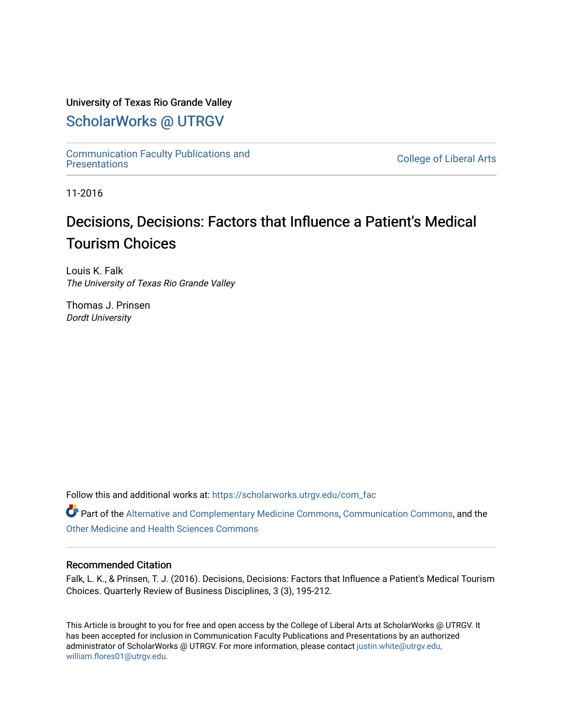University of Texas Rio Grande Valley

## ScholarWorks @ UTRGV

Communication Faculty Publications and Presentations

College of Liberal Arts

11-2016

# Decisions, Decisions: Factors that Influence a Patient's Medical Tourism Choices

Louis K. Falk
*The University of Texas Rio Grande Valley*

Thomas J. Prinsen
*Dordt University*

Follow this and additional works at: https://scholarworks.utrgv.edu/com_fac

Part of the Alternative and Complementary Medicine Commons, Communication Commons, and the Other Medicine and Health Sciences Commons

### Recommended Citation

Falk, L. K., & Prinsen, T. J. (2016). Decisions, Decisions: Factors that Influence a Patient's Medical Tourism Choices. Quarterly Review of Business Disciplines, 3 (3), 195-212.

This Article is brought to you for free and open access by the College of Liberal Arts at ScholarWorks @ UTRGV. It has been accepted for inclusion in Communication Faculty Publications and Presentations by an authorized administrator of ScholarWorks @ UTRGV. For more information, please contact justin.white@utrgv.edu, william.flores01@utrgv.edu.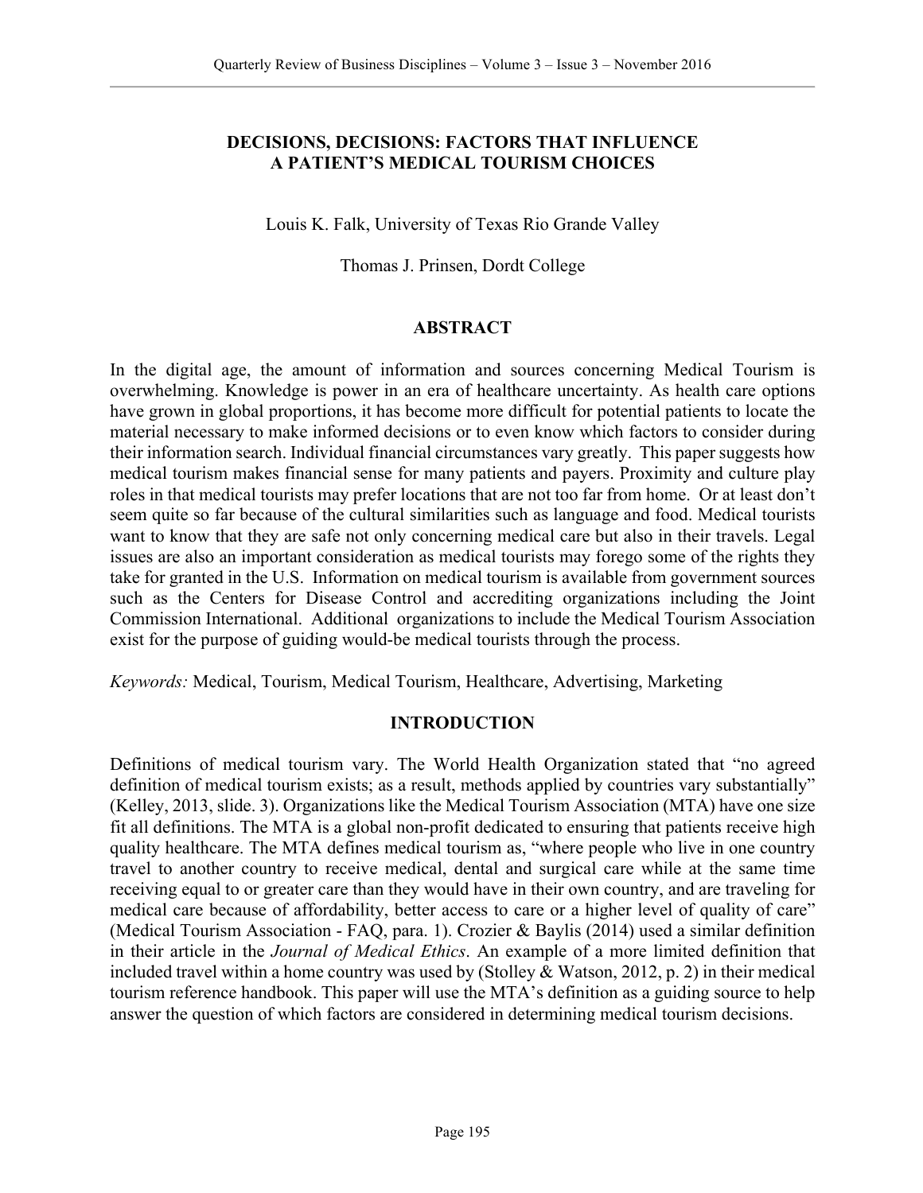# DECISIONS, DECISIONS: FACTORS THAT INFLUENCE A PATIENT'S MEDICAL TOURISM CHOICES

Louis K. Falk, University of Texas Rio Grande Valley

Thomas J. Prinsen, Dordt College

## ABSTRACT

In the digital age, the amount of information and sources concerning Medical Tourism is overwhelming. Knowledge is power in an era of healthcare uncertainty. As health care options have grown in global proportions, it has become more difficult for potential patients to locate the material necessary to make informed decisions or to even know which factors to consider during their information search. Individual financial circumstances vary greatly. This paper suggests how medical tourism makes financial sense for many patients and payers. Proximity and culture play roles in that medical tourists may prefer locations that are not too far from home. Or at least don't seem quite so far because of the cultural similarities such as language and food. Medical tourists want to know that they are safe not only concerning medical care but also in their travels. Legal issues are also an important consideration as medical tourists may forego some of the rights they take for granted in the U.S. Information on medical tourism is available from government sources such as the Centers for Disease Control and accrediting organizations including the Joint Commission International. Additional organizations to include the Medical Tourism Association exist for the purpose of guiding would-be medical tourists through the process.

*Keywords:* Medical, Tourism, Medical Tourism, Healthcare, Advertising, Marketing

## INTRODUCTION

Definitions of medical tourism vary. The World Health Organization stated that "no agreed definition of medical tourism exists; as a result, methods applied by countries vary substantially" (Kelley, 2013, slide. 3). Organizations like the Medical Tourism Association (MTA) have one size fit all definitions. The MTA is a global non-profit dedicated to ensuring that patients receive high quality healthcare. The MTA defines medical tourism as, "where people who live in one country travel to another country to receive medical, dental and surgical care while at the same time receiving equal to or greater care than they would have in their own country, and are traveling for medical care because of affordability, better access to care or a higher level of quality of care" (Medical Tourism Association - FAQ, para. 1). Crozier & Baylis (2014) used a similar definition in their article in the *Journal of Medical Ethics*. An example of a more limited definition that included travel within a home country was used by (Stolley & Watson, 2012, p. 2) in their medical tourism reference handbook. This paper will use the MTA's definition as a guiding source to help answer the question of which factors are considered in determining medical tourism decisions.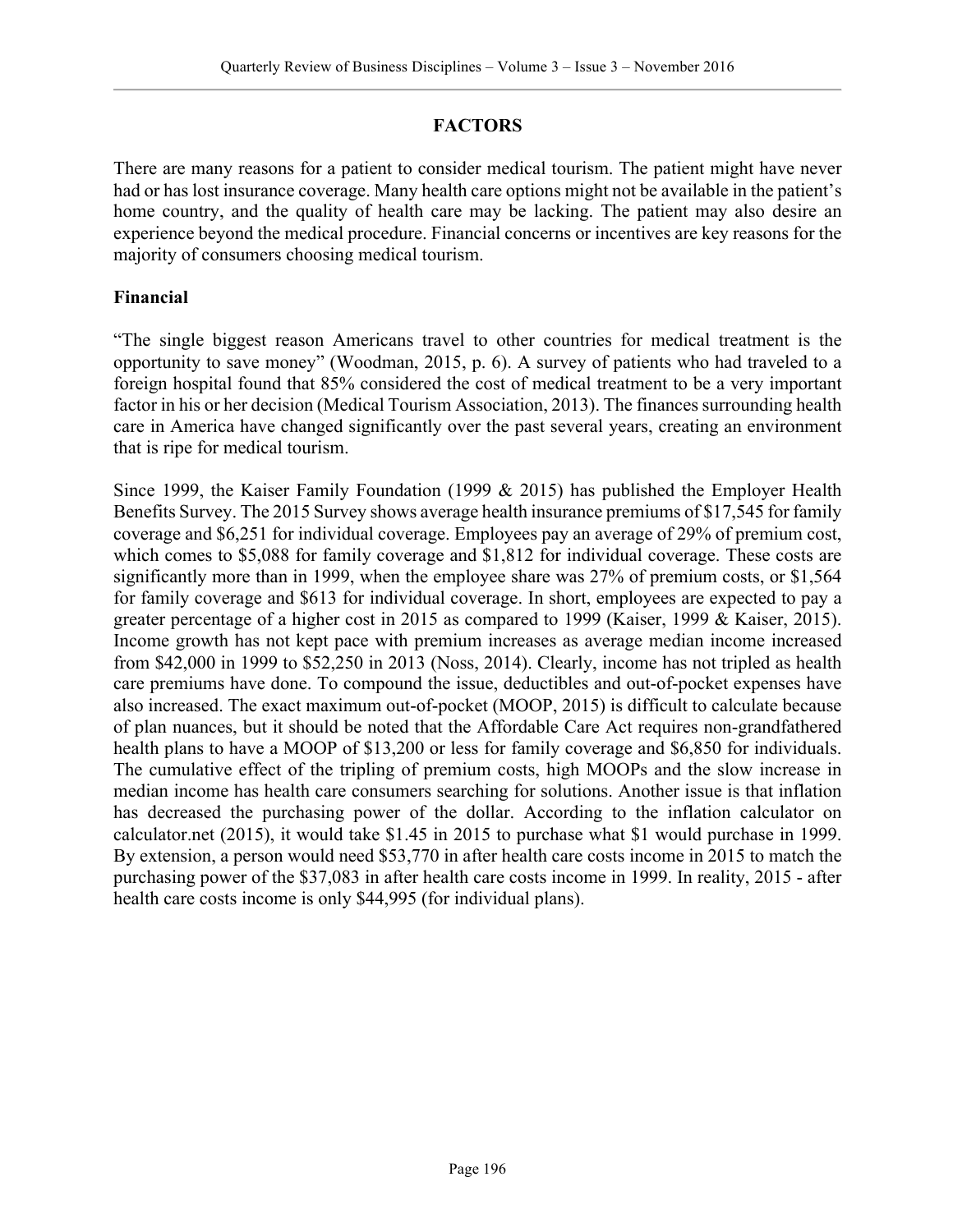## FACTORS

There are many reasons for a patient to consider medical tourism. The patient might have never had or has lost insurance coverage. Many health care options might not be available in the patient's home country, and the quality of health care may be lacking. The patient may also desire an experience beyond the medical procedure. Financial concerns or incentives are key reasons for the majority of consumers choosing medical tourism.

### Financial

"The single biggest reason Americans travel to other countries for medical treatment is the opportunity to save money" (Woodman, 2015, p. 6). A survey of patients who had traveled to a foreign hospital found that 85% considered the cost of medical treatment to be a very important factor in his or her decision (Medical Tourism Association, 2013). The finances surrounding health care in America have changed significantly over the past several years, creating an environment that is ripe for medical tourism.

Since 1999, the Kaiser Family Foundation (1999 & 2015) has published the Employer Health Benefits Survey. The 2015 Survey shows average health insurance premiums of $17,545 for family coverage and $6,251 for individual coverage. Employees pay an average of 29% of premium cost, which comes to $5,088 for family coverage and $1,812 for individual coverage. These costs are significantly more than in 1999, when the employee share was 27% of premium costs, or $1,564 for family coverage and $613 for individual coverage. In short, employees are expected to pay a greater percentage of a higher cost in 2015 as compared to 1999 (Kaiser, 1999 & Kaiser, 2015). Income growth has not kept pace with premium increases as average median income increased from $42,000 in 1999 to $52,250 in 2013 (Noss, 2014). Clearly, income has not tripled as health care premiums have done. To compound the issue, deductibles and out-of-pocket expenses have also increased. The exact maximum out-of-pocket (MOOP, 2015) is difficult to calculate because of plan nuances, but it should be noted that the Affordable Care Act requires non-grandfathered health plans to have a MOOP of $13,200 or less for family coverage and $6,850 for individuals. The cumulative effect of the tripling of premium costs, high MOOPs and the slow increase in median income has health care consumers searching for solutions. Another issue is that inflation has decreased the purchasing power of the dollar. According to the inflation calculator on calculator.net (2015), it would take $1.45 in 2015 to purchase what $1 would purchase in 1999. By extension, a person would need $53,770 in after health care costs income in 2015 to match the purchasing power of the $37,083 in after health care costs income in 1999. In reality, 2015 - after health care costs income is only $44,995 (for individual plans).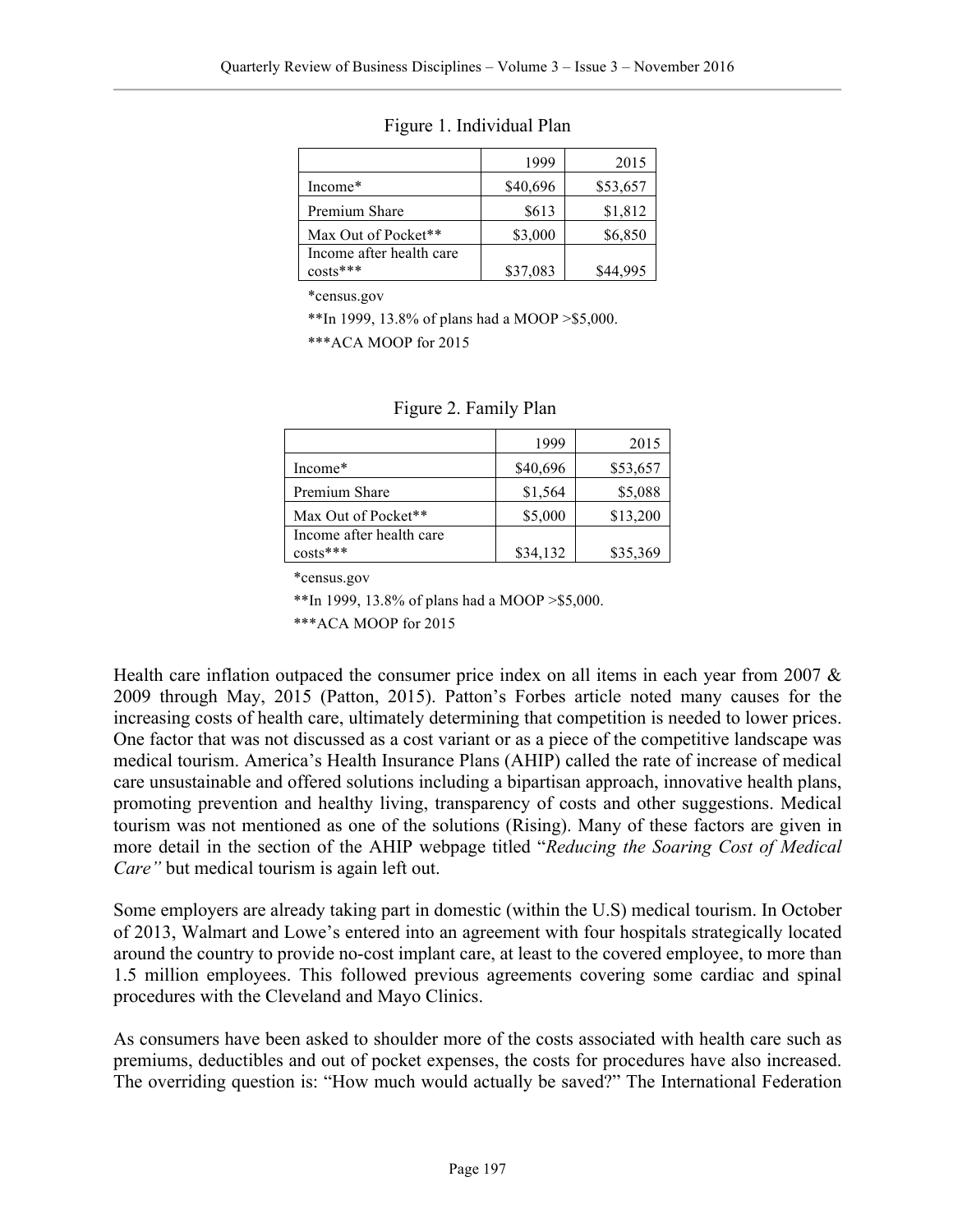Figure 1. Individual Plan

| | 1999 | 2015 |
|---|---|---|
| Income* | $40,696 | $53,657 |
| Premium Share | $613 | $1,812 |
| Max Out of Pocket** | $3,000 | $6,850 |
| Income after health care costs*** | $37,083 | $44,995 |

*census.gov

**In 1999, 13.8% of plans had a MOOP >$5,000.

***ACA MOOP for 2015

Figure 2. Family Plan

| | 1999 | 2015 |
|---|---|---|
| Income* | $40,696 | $53,657 |
| Premium Share | $1,564 | $5,088 |
| Max Out of Pocket** | $5,000 | $13,200 |
| Income after health care costs*** | $34,132 | $35,369 |

*census.gov

**In 1999, 13.8% of plans had a MOOP >$5,000.

***ACA MOOP for 2015

Health care inflation outpaced the consumer price index on all items in each year from 2007 & 2009 through May, 2015 (Patton, 2015). Patton's Forbes article noted many causes for the increasing costs of health care, ultimately determining that competition is needed to lower prices. One factor that was not discussed as a cost variant or as a piece of the competitive landscape was medical tourism. America's Health Insurance Plans (AHIP) called the rate of increase of medical care unsustainable and offered solutions including a bipartisan approach, innovative health plans, promoting prevention and healthy living, transparency of costs and other suggestions. Medical tourism was not mentioned as one of the solutions (Rising). Many of these factors are given in more detail in the section of the AHIP webpage titled "*Reducing the Soaring Cost of Medical Care"* but medical tourism is again left out.

Some employers are already taking part in domestic (within the U.S) medical tourism. In October of 2013, Walmart and Lowe's entered into an agreement with four hospitals strategically located around the country to provide no-cost implant care, at least to the covered employee, to more than 1.5 million employees. This followed previous agreements covering some cardiac and spinal procedures with the Cleveland and Mayo Clinics.

As consumers have been asked to shoulder more of the costs associated with health care such as premiums, deductibles and out of pocket expenses, the costs for procedures have also increased. The overriding question is: "How much would actually be saved?" The International Federation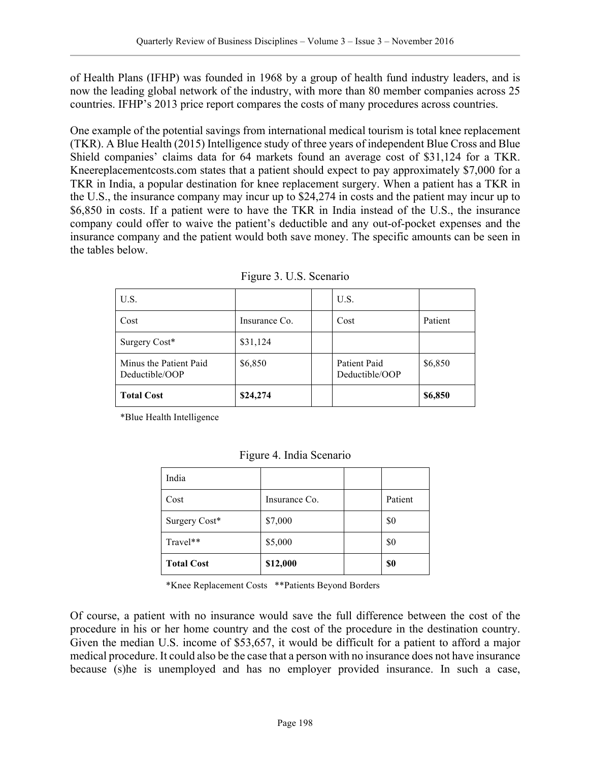of Health Plans (IFHP) was founded in 1968 by a group of health fund industry leaders, and is now the leading global network of the industry, with more than 80 member companies across 25 countries. IFHP's 2013 price report compares the costs of many procedures across countries.

One example of the potential savings from international medical tourism is total knee replacement (TKR). A Blue Health (2015) Intelligence study of three years of independent Blue Cross and Blue Shield companies' claims data for 64 markets found an average cost of $31,124 for a TKR. Kneereplacementcosts.com states that a patient should expect to pay approximately $7,000 for a TKR in India, a popular destination for knee replacement surgery. When a patient has a TKR in the U.S., the insurance company may incur up to $24,274 in costs and the patient may incur up to $6,850 in costs. If a patient were to have the TKR in India instead of the U.S., the insurance company could offer to waive the patient's deductible and any out-of-pocket expenses and the insurance company and the patient would both save money. The specific amounts can be seen in the tables below.

Figure 3. U.S. Scenario

| U.S. | | | U.S. | |
|---|---|---|---|---|
| Cost | Insurance Co. | | Cost | Patient |
| Surgery Cost* | $31,124 | | | |
| Minus the Patient Paid Deductible/OOP | $6,850 | | Patient Paid Deductible/OOP | $6,850 |
| **Total Cost** | **$24,274** | | | **$6,850** |

*Blue Health Intelligence

Figure 4. India Scenario

| India | | | |
|---|---|---|---|
| Cost | Insurance Co. | | Patient |
| Surgery Cost* | $7,000 | | $0 |
| Travel** | $5,000 | | $0 |
| **Total Cost** | **$12,000** | | **$0** |

*Knee Replacement Costs **Patients Beyond Borders

Of course, a patient with no insurance would save the full difference between the cost of the procedure in his or her home country and the cost of the procedure in the destination country. Given the median U.S. income of $53,657, it would be difficult for a patient to afford a major medical procedure. It could also be the case that a person with no insurance does not have insurance because (s)he is unemployed and has no employer provided insurance. In such a case,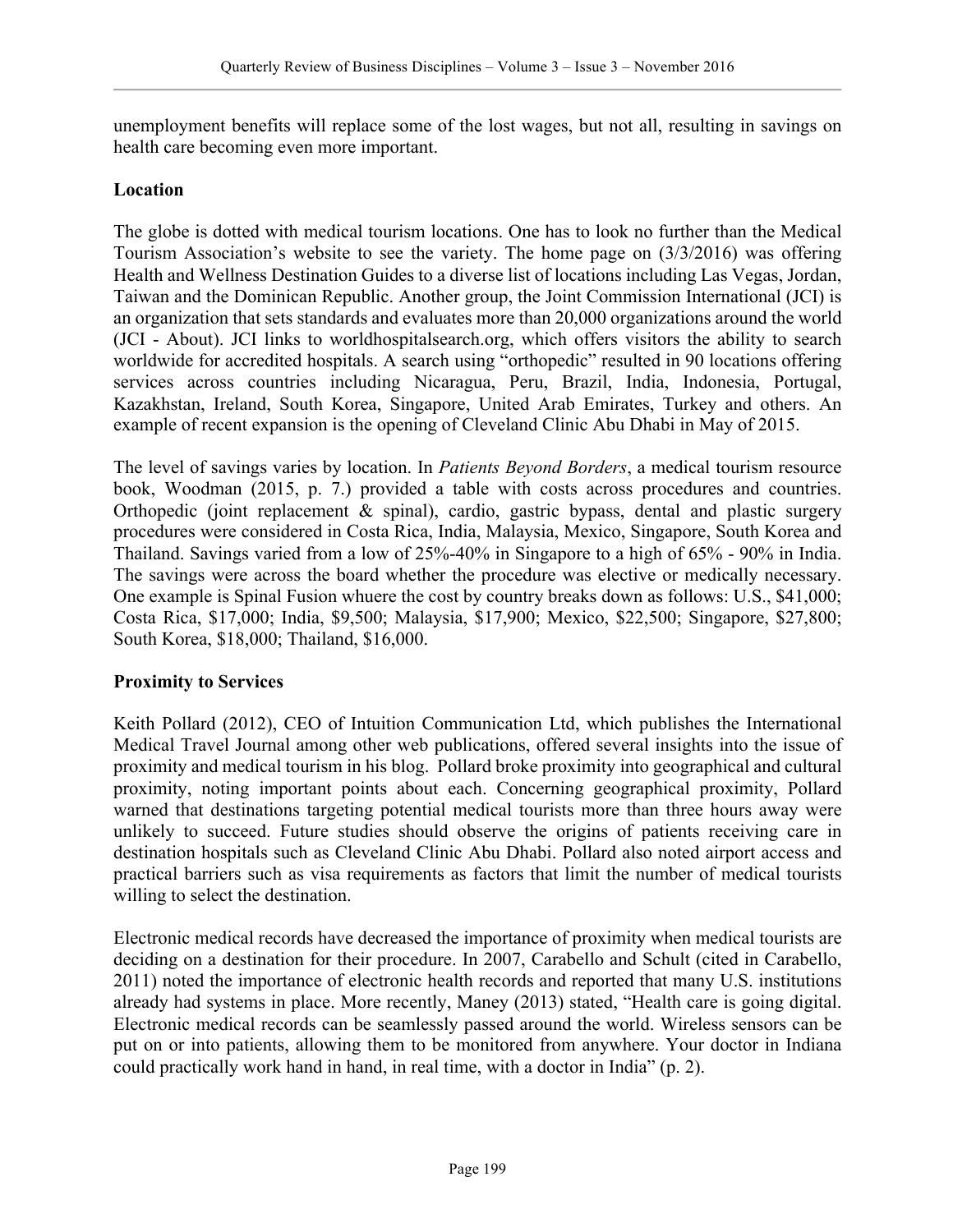unemployment benefits will replace some of the lost wages, but not all, resulting in savings on health care becoming even more important.

## Location

The globe is dotted with medical tourism locations. One has to look no further than the Medical Tourism Association's website to see the variety. The home page on (3/3/2016) was offering Health and Wellness Destination Guides to a diverse list of locations including Las Vegas, Jordan, Taiwan and the Dominican Republic. Another group, the Joint Commission International (JCI) is an organization that sets standards and evaluates more than 20,000 organizations around the world (JCI - About). JCI links to worldhospitalsearch.org, which offers visitors the ability to search worldwide for accredited hospitals. A search using "orthopedic" resulted in 90 locations offering services across countries including Nicaragua, Peru, Brazil, India, Indonesia, Portugal, Kazakhstan, Ireland, South Korea, Singapore, United Arab Emirates, Turkey and others. An example of recent expansion is the opening of Cleveland Clinic Abu Dhabi in May of 2015.

The level of savings varies by location. In *Patients Beyond Borders*, a medical tourism resource book, Woodman (2015, p. 7.) provided a table with costs across procedures and countries. Orthopedic (joint replacement & spinal), cardio, gastric bypass, dental and plastic surgery procedures were considered in Costa Rica, India, Malaysia, Mexico, Singapore, South Korea and Thailand. Savings varied from a low of 25%-40% in Singapore to a high of 65% - 90% in India. The savings were across the board whether the procedure was elective or medically necessary. One example is Spinal Fusion whuere the cost by country breaks down as follows: U.S., $41,000; Costa Rica, $17,000; India, $9,500; Malaysia, $17,900; Mexico, $22,500; Singapore, $27,800; South Korea, $18,000; Thailand, $16,000.

## Proximity to Services

Keith Pollard (2012), CEO of Intuition Communication Ltd, which publishes the International Medical Travel Journal among other web publications, offered several insights into the issue of proximity and medical tourism in his blog. Pollard broke proximity into geographical and cultural proximity, noting important points about each. Concerning geographical proximity, Pollard warned that destinations targeting potential medical tourists more than three hours away were unlikely to succeed. Future studies should observe the origins of patients receiving care in destination hospitals such as Cleveland Clinic Abu Dhabi. Pollard also noted airport access and practical barriers such as visa requirements as factors that limit the number of medical tourists willing to select the destination.

Electronic medical records have decreased the importance of proximity when medical tourists are deciding on a destination for their procedure. In 2007, Carabello and Schult (cited in Carabello, 2011) noted the importance of electronic health records and reported that many U.S. institutions already had systems in place. More recently, Maney (2013) stated, "Health care is going digital. Electronic medical records can be seamlessly passed around the world. Wireless sensors can be put on or into patients, allowing them to be monitored from anywhere. Your doctor in Indiana could practically work hand in hand, in real time, with a doctor in India" (p. 2).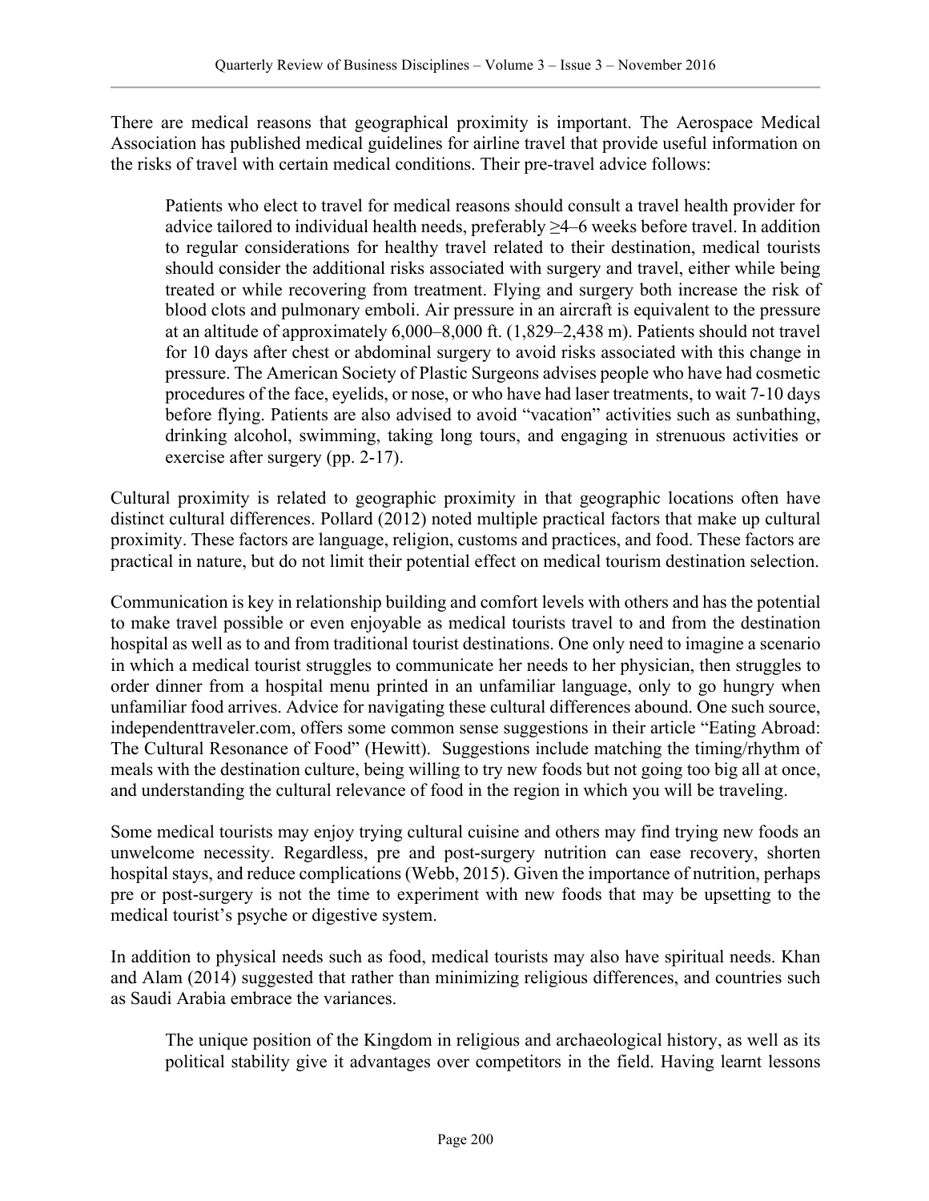There are medical reasons that geographical proximity is important. The Aerospace Medical Association has published medical guidelines for airline travel that provide useful information on the risks of travel with certain medical conditions. Their pre-travel advice follows:

> Patients who elect to travel for medical reasons should consult a travel health provider for advice tailored to individual health needs, preferably ≥4–6 weeks before travel. In addition to regular considerations for healthy travel related to their destination, medical tourists should consider the additional risks associated with surgery and travel, either while being treated or while recovering from treatment. Flying and surgery both increase the risk of blood clots and pulmonary emboli. Air pressure in an aircraft is equivalent to the pressure at an altitude of approximately 6,000–8,000 ft. (1,829–2,438 m). Patients should not travel for 10 days after chest or abdominal surgery to avoid risks associated with this change in pressure. The American Society of Plastic Surgeons advises people who have had cosmetic procedures of the face, eyelids, or nose, or who have had laser treatments, to wait 7-10 days before flying. Patients are also advised to avoid "vacation" activities such as sunbathing, drinking alcohol, swimming, taking long tours, and engaging in strenuous activities or exercise after surgery (pp. 2-17).

Cultural proximity is related to geographic proximity in that geographic locations often have distinct cultural differences. Pollard (2012) noted multiple practical factors that make up cultural proximity. These factors are language, religion, customs and practices, and food. These factors are practical in nature, but do not limit their potential effect on medical tourism destination selection.

Communication is key in relationship building and comfort levels with others and has the potential to make travel possible or even enjoyable as medical tourists travel to and from the destination hospital as well as to and from traditional tourist destinations. One only need to imagine a scenario in which a medical tourist struggles to communicate her needs to her physician, then struggles to order dinner from a hospital menu printed in an unfamiliar language, only to go hungry when unfamiliar food arrives. Advice for navigating these cultural differences abound. One such source, independenttraveler.com, offers some common sense suggestions in their article "Eating Abroad: The Cultural Resonance of Food" (Hewitt). Suggestions include matching the timing/rhythm of meals with the destination culture, being willing to try new foods but not going too big all at once, and understanding the cultural relevance of food in the region in which you will be traveling.

Some medical tourists may enjoy trying cultural cuisine and others may find trying new foods an unwelcome necessity. Regardless, pre and post-surgery nutrition can ease recovery, shorten hospital stays, and reduce complications (Webb, 2015). Given the importance of nutrition, perhaps pre or post-surgery is not the time to experiment with new foods that may be upsetting to the medical tourist's psyche or digestive system.

In addition to physical needs such as food, medical tourists may also have spiritual needs. Khan and Alam (2014) suggested that rather than minimizing religious differences, and countries such as Saudi Arabia embrace the variances.

> The unique position of the Kingdom in religious and archaeological history, as well as its political stability give it advantages over competitors in the field. Having learnt lessons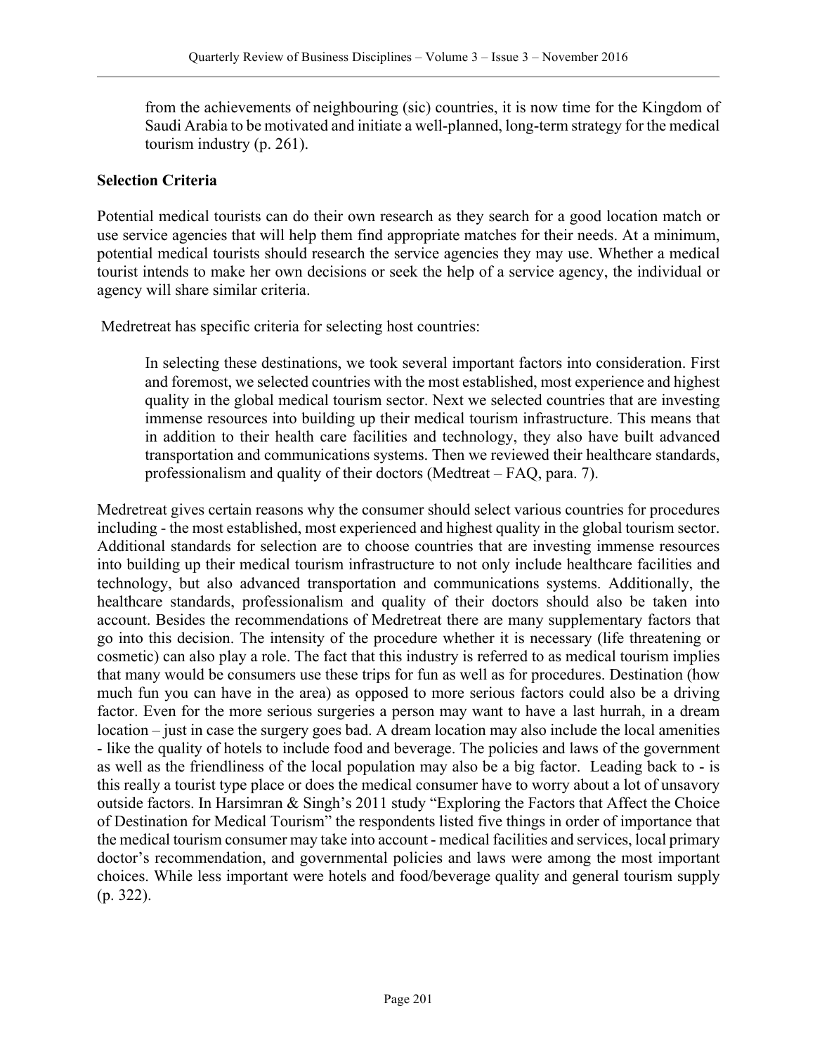> from the achievements of neighbouring (sic) countries, it is now time for the Kingdom of Saudi Arabia to be motivated and initiate a well-planned, long-term strategy for the medical tourism industry (p. 261).

**Selection Criteria**

Potential medical tourists can do their own research as they search for a good location match or use service agencies that will help them find appropriate matches for their needs. At a minimum, potential medical tourists should research the service agencies they may use. Whether a medical tourist intends to make her own decisions or seek the help of a service agency, the individual or agency will share similar criteria.

Medretreat has specific criteria for selecting host countries:

> In selecting these destinations, we took several important factors into consideration. First and foremost, we selected countries with the most established, most experience and highest quality in the global medical tourism sector. Next we selected countries that are investing immense resources into building up their medical tourism infrastructure. This means that in addition to their health care facilities and technology, they also have built advanced transportation and communications systems. Then we reviewed their healthcare standards, professionalism and quality of their doctors (Medtreat – FAQ, para. 7).

Medretreat gives certain reasons why the consumer should select various countries for procedures including - the most established, most experienced and highest quality in the global tourism sector. Additional standards for selection are to choose countries that are investing immense resources into building up their medical tourism infrastructure to not only include healthcare facilities and technology, but also advanced transportation and communications systems. Additionally, the healthcare standards, professionalism and quality of their doctors should also be taken into account. Besides the recommendations of Medretreat there are many supplementary factors that go into this decision. The intensity of the procedure whether it is necessary (life threatening or cosmetic) can also play a role. The fact that this industry is referred to as medical tourism implies that many would be consumers use these trips for fun as well as for procedures. Destination (how much fun you can have in the area) as opposed to more serious factors could also be a driving factor. Even for the more serious surgeries a person may want to have a last hurrah, in a dream location – just in case the surgery goes bad. A dream location may also include the local amenities - like the quality of hotels to include food and beverage. The policies and laws of the government as well as the friendliness of the local population may also be a big factor. Leading back to - is this really a tourist type place or does the medical consumer have to worry about a lot of unsavory outside factors. In Harsimran & Singh's 2011 study "Exploring the Factors that Affect the Choice of Destination for Medical Tourism" the respondents listed five things in order of importance that the medical tourism consumer may take into account - medical facilities and services, local primary doctor's recommendation, and governmental policies and laws were among the most important choices. While less important were hotels and food/beverage quality and general tourism supply (p. 322).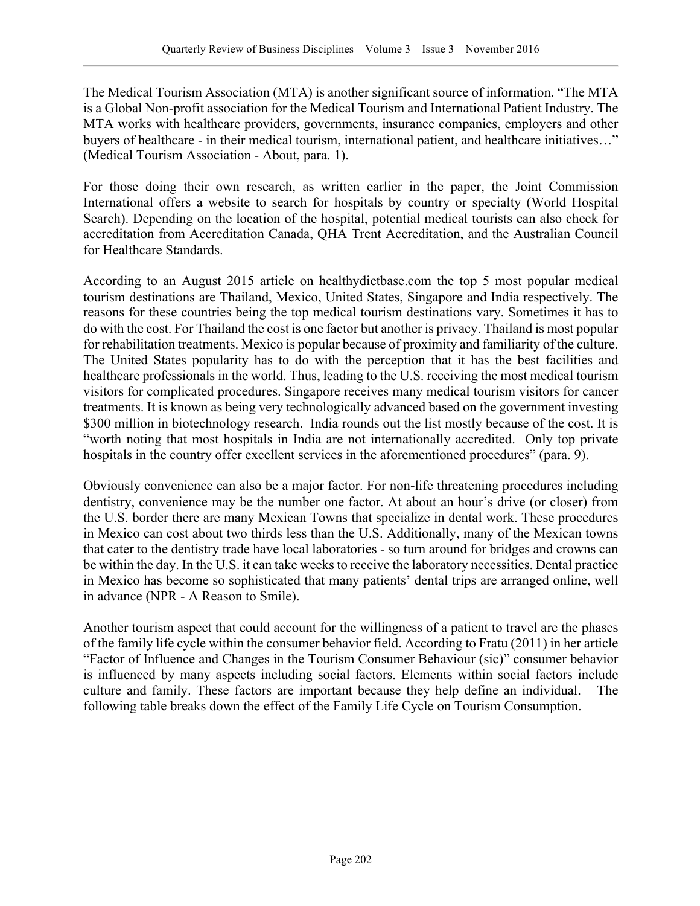The Medical Tourism Association (MTA) is another significant source of information. "The MTA is a Global Non-profit association for the Medical Tourism and International Patient Industry. The MTA works with healthcare providers, governments, insurance companies, employers and other buyers of healthcare - in their medical tourism, international patient, and healthcare initiatives…" (Medical Tourism Association - About, para. 1).

For those doing their own research, as written earlier in the paper, the Joint Commission International offers a website to search for hospitals by country or specialty (World Hospital Search). Depending on the location of the hospital, potential medical tourists can also check for accreditation from Accreditation Canada, QHA Trent Accreditation, and the Australian Council for Healthcare Standards.

According to an August 2015 article on healthydietbase.com the top 5 most popular medical tourism destinations are Thailand, Mexico, United States, Singapore and India respectively. The reasons for these countries being the top medical tourism destinations vary. Sometimes it has to do with the cost. For Thailand the cost is one factor but another is privacy. Thailand is most popular for rehabilitation treatments. Mexico is popular because of proximity and familiarity of the culture. The United States popularity has to do with the perception that it has the best facilities and healthcare professionals in the world. Thus, leading to the U.S. receiving the most medical tourism visitors for complicated procedures. Singapore receives many medical tourism visitors for cancer treatments. It is known as being very technologically advanced based on the government investing $300 million in biotechnology research. India rounds out the list mostly because of the cost. It is "worth noting that most hospitals in India are not internationally accredited. Only top private hospitals in the country offer excellent services in the aforementioned procedures" (para. 9).

Obviously convenience can also be a major factor. For non-life threatening procedures including dentistry, convenience may be the number one factor. At about an hour's drive (or closer) from the U.S. border there are many Mexican Towns that specialize in dental work. These procedures in Mexico can cost about two thirds less than the U.S. Additionally, many of the Mexican towns that cater to the dentistry trade have local laboratories - so turn around for bridges and crowns can be within the day. In the U.S. it can take weeks to receive the laboratory necessities. Dental practice in Mexico has become so sophisticated that many patients' dental trips are arranged online, well in advance (NPR - A Reason to Smile).

Another tourism aspect that could account for the willingness of a patient to travel are the phases of the family life cycle within the consumer behavior field. According to Fratu (2011) in her article "Factor of Influence and Changes in the Tourism Consumer Behaviour (sic)" consumer behavior is influenced by many aspects including social factors. Elements within social factors include culture and family. These factors are important because they help define an individual. The following table breaks down the effect of the Family Life Cycle on Tourism Consumption.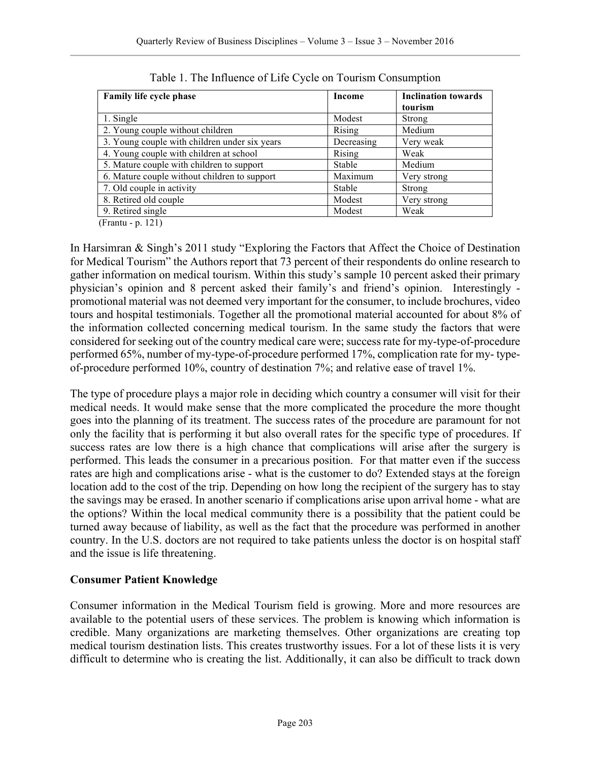Table 1. The Influence of Life Cycle on Tourism Consumption

| Family life cycle phase | Income | Inclination towards tourism |
|---|---|---|
| 1. Single | Modest | Strong |
| 2. Young couple without children | Rising | Medium |
| 3. Young couple with children under six years | Decreasing | Very weak |
| 4. Young couple with children at school | Rising | Weak |
| 5. Mature couple with children to support | Stable | Medium |
| 6. Mature couple without children to support | Maximum | Very strong |
| 7. Old couple in activity | Stable | Strong |
| 8. Retired old couple | Modest | Very strong |
| 9. Retired single | Modest | Weak |

(Frantu - p. 121)

In Harsimran & Singh's 2011 study "Exploring the Factors that Affect the Choice of Destination for Medical Tourism" the Authors report that 73 percent of their respondents do online research to gather information on medical tourism. Within this study's sample 10 percent asked their primary physician's opinion and 8 percent asked their family's and friend's opinion. Interestingly - promotional material was not deemed very important for the consumer, to include brochures, video tours and hospital testimonials. Together all the promotional material accounted for about 8% of the information collected concerning medical tourism. In the same study the factors that were considered for seeking out of the country medical care were; success rate for my-type-of-procedure performed 65%, number of my-type-of-procedure performed 17%, complication rate for my- type-of-procedure performed 10%, country of destination 7%; and relative ease of travel 1%.

The type of procedure plays a major role in deciding which country a consumer will visit for their medical needs. It would make sense that the more complicated the procedure the more thought goes into the planning of its treatment. The success rates of the procedure are paramount for not only the facility that is performing it but also overall rates for the specific type of procedures. If success rates are low there is a high chance that complications will arise after the surgery is performed. This leads the consumer in a precarious position. For that matter even if the success rates are high and complications arise - what is the customer to do? Extended stays at the foreign location add to the cost of the trip. Depending on how long the recipient of the surgery has to stay the savings may be erased. In another scenario if complications arise upon arrival home - what are the options? Within the local medical community there is a possibility that the patient could be turned away because of liability, as well as the fact that the procedure was performed in another country. In the U.S. doctors are not required to take patients unless the doctor is on hospital staff and the issue is life threatening.

**Consumer Patient Knowledge**

Consumer information in the Medical Tourism field is growing. More and more resources are available to the potential users of these services. The problem is knowing which information is credible. Many organizations are marketing themselves. Other organizations are creating top medical tourism destination lists. This creates trustworthy issues. For a lot of these lists it is very difficult to determine who is creating the list. Additionally, it can also be difficult to track down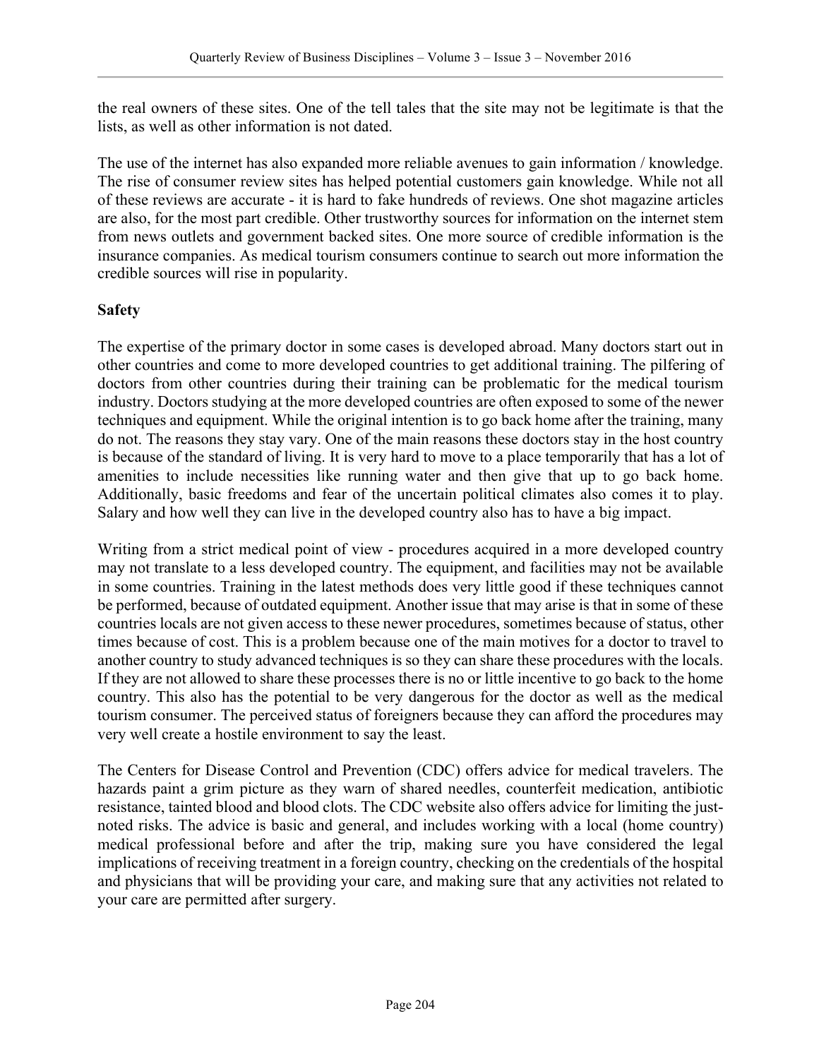the real owners of these sites. One of the tell tales that the site may not be legitimate is that the lists, as well as other information is not dated.

The use of the internet has also expanded more reliable avenues to gain information / knowledge. The rise of consumer review sites has helped potential customers gain knowledge. While not all of these reviews are accurate - it is hard to fake hundreds of reviews. One shot magazine articles are also, for the most part credible. Other trustworthy sources for information on the internet stem from news outlets and government backed sites. One more source of credible information is the insurance companies. As medical tourism consumers continue to search out more information the credible sources will rise in popularity.

**Safety**

The expertise of the primary doctor in some cases is developed abroad. Many doctors start out in other countries and come to more developed countries to get additional training. The pilfering of doctors from other countries during their training can be problematic for the medical tourism industry. Doctors studying at the more developed countries are often exposed to some of the newer techniques and equipment. While the original intention is to go back home after the training, many do not. The reasons they stay vary. One of the main reasons these doctors stay in the host country is because of the standard of living. It is very hard to move to a place temporarily that has a lot of amenities to include necessities like running water and then give that up to go back home. Additionally, basic freedoms and fear of the uncertain political climates also comes it to play. Salary and how well they can live in the developed country also has to have a big impact.

Writing from a strict medical point of view - procedures acquired in a more developed country may not translate to a less developed country. The equipment, and facilities may not be available in some countries. Training in the latest methods does very little good if these techniques cannot be performed, because of outdated equipment. Another issue that may arise is that in some of these countries locals are not given access to these newer procedures, sometimes because of status, other times because of cost. This is a problem because one of the main motives for a doctor to travel to another country to study advanced techniques is so they can share these procedures with the locals. If they are not allowed to share these processes there is no or little incentive to go back to the home country. This also has the potential to be very dangerous for the doctor as well as the medical tourism consumer. The perceived status of foreigners because they can afford the procedures may very well create a hostile environment to say the least.

The Centers for Disease Control and Prevention (CDC) offers advice for medical travelers. The hazards paint a grim picture as they warn of shared needles, counterfeit medication, antibiotic resistance, tainted blood and blood clots. The CDC website also offers advice for limiting the just-noted risks. The advice is basic and general, and includes working with a local (home country) medical professional before and after the trip, making sure you have considered the legal implications of receiving treatment in a foreign country, checking on the credentials of the hospital and physicians that will be providing your care, and making sure that any activities not related to your care are permitted after surgery.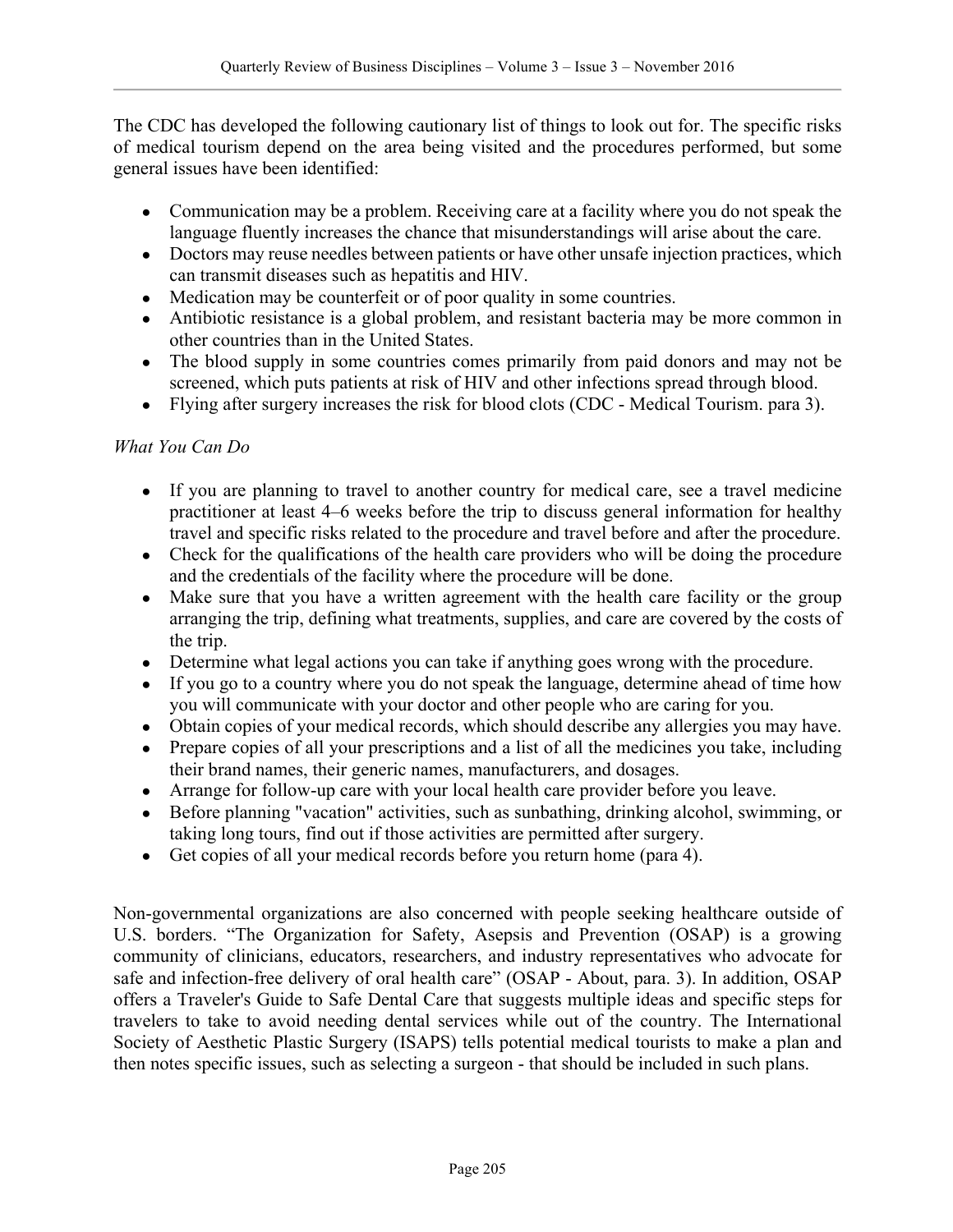The CDC has developed the following cautionary list of things to look out for. The specific risks of medical tourism depend on the area being visited and the procedures performed, but some general issues have been identified:

- Communication may be a problem. Receiving care at a facility where you do not speak the language fluently increases the chance that misunderstandings will arise about the care.
- Doctors may reuse needles between patients or have other unsafe injection practices, which can transmit diseases such as hepatitis and HIV.
- Medication may be counterfeit or of poor quality in some countries.
- Antibiotic resistance is a global problem, and resistant bacteria may be more common in other countries than in the United States.
- The blood supply in some countries comes primarily from paid donors and may not be screened, which puts patients at risk of HIV and other infections spread through blood.
- Flying after surgery increases the risk for blood clots (CDC - Medical Tourism. para 3).

*What You Can Do*

- If you are planning to travel to another country for medical care, see a travel medicine practitioner at least 4–6 weeks before the trip to discuss general information for healthy travel and specific risks related to the procedure and travel before and after the procedure.
- Check for the qualifications of the health care providers who will be doing the procedure and the credentials of the facility where the procedure will be done.
- Make sure that you have a written agreement with the health care facility or the group arranging the trip, defining what treatments, supplies, and care are covered by the costs of the trip.
- Determine what legal actions you can take if anything goes wrong with the procedure.
- If you go to a country where you do not speak the language, determine ahead of time how you will communicate with your doctor and other people who are caring for you.
- Obtain copies of your medical records, which should describe any allergies you may have.
- Prepare copies of all your prescriptions and a list of all the medicines you take, including their brand names, their generic names, manufacturers, and dosages.
- Arrange for follow-up care with your local health care provider before you leave.
- Before planning "vacation" activities, such as sunbathing, drinking alcohol, swimming, or taking long tours, find out if those activities are permitted after surgery.
- Get copies of all your medical records before you return home (para 4).

Non-governmental organizations are also concerned with people seeking healthcare outside of U.S. borders. "The Organization for Safety, Asepsis and Prevention (OSAP) is a growing community of clinicians, educators, researchers, and industry representatives who advocate for safe and infection-free delivery of oral health care" (OSAP - About, para. 3). In addition, OSAP offers a Traveler's Guide to Safe Dental Care that suggests multiple ideas and specific steps for travelers to take to avoid needing dental services while out of the country. The International Society of Aesthetic Plastic Surgery (ISAPS) tells potential medical tourists to make a plan and then notes specific issues, such as selecting a surgeon - that should be included in such plans.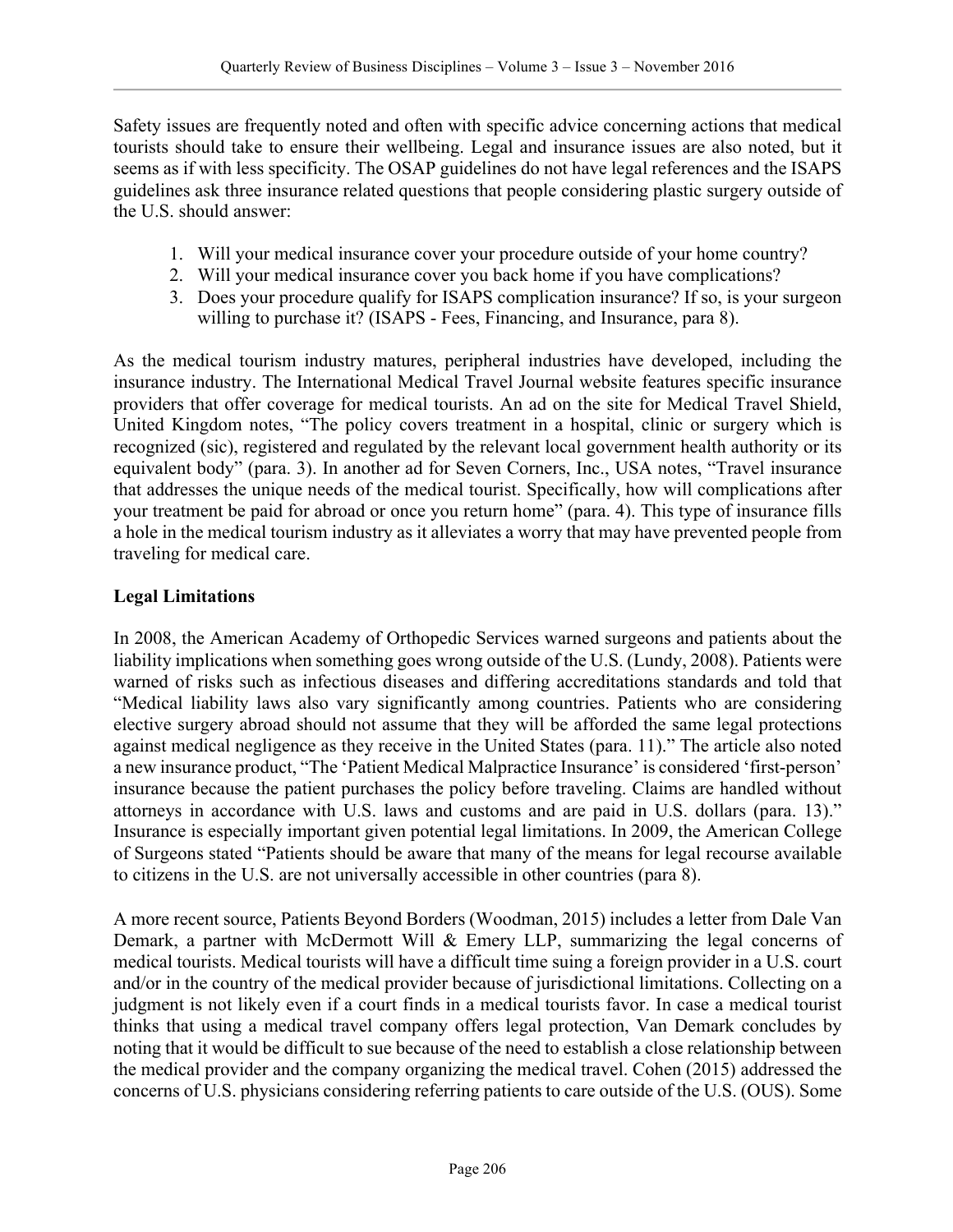Safety issues are frequently noted and often with specific advice concerning actions that medical tourists should take to ensure their wellbeing. Legal and insurance issues are also noted, but it seems as if with less specificity. The OSAP guidelines do not have legal references and the ISAPS guidelines ask three insurance related questions that people considering plastic surgery outside of the U.S. should answer:

1. Will your medical insurance cover your procedure outside of your home country?
2. Will your medical insurance cover you back home if you have complications?
3. Does your procedure qualify for ISAPS complication insurance? If so, is your surgeon willing to purchase it? (ISAPS - Fees, Financing, and Insurance, para 8).

As the medical tourism industry matures, peripheral industries have developed, including the insurance industry. The International Medical Travel Journal website features specific insurance providers that offer coverage for medical tourists. An ad on the site for Medical Travel Shield, United Kingdom notes, "The policy covers treatment in a hospital, clinic or surgery which is recognized (sic), registered and regulated by the relevant local government health authority or its equivalent body" (para. 3). In another ad for Seven Corners, Inc., USA notes, "Travel insurance that addresses the unique needs of the medical tourist. Specifically, how will complications after your treatment be paid for abroad or once you return home" (para. 4). This type of insurance fills a hole in the medical tourism industry as it alleviates a worry that may have prevented people from traveling for medical care.

**Legal Limitations**

In 2008, the American Academy of Orthopedic Services warned surgeons and patients about the liability implications when something goes wrong outside of the U.S. (Lundy, 2008). Patients were warned of risks such as infectious diseases and differing accreditations standards and told that "Medical liability laws also vary significantly among countries. Patients who are considering elective surgery abroad should not assume that they will be afforded the same legal protections against medical negligence as they receive in the United States (para. 11)." The article also noted a new insurance product, "The 'Patient Medical Malpractice Insurance' is considered 'first-person' insurance because the patient purchases the policy before traveling. Claims are handled without attorneys in accordance with U.S. laws and customs and are paid in U.S. dollars (para. 13)." Insurance is especially important given potential legal limitations. In 2009, the American College of Surgeons stated "Patients should be aware that many of the means for legal recourse available to citizens in the U.S. are not universally accessible in other countries (para 8).

A more recent source, Patients Beyond Borders (Woodman, 2015) includes a letter from Dale Van Demark, a partner with McDermott Will & Emery LLP, summarizing the legal concerns of medical tourists. Medical tourists will have a difficult time suing a foreign provider in a U.S. court and/or in the country of the medical provider because of jurisdictional limitations. Collecting on a judgment is not likely even if a court finds in a medical tourists favor. In case a medical tourist thinks that using a medical travel company offers legal protection, Van Demark concludes by noting that it would be difficult to sue because of the need to establish a close relationship between the medical provider and the company organizing the medical travel. Cohen (2015) addressed the concerns of U.S. physicians considering referring patients to care outside of the U.S. (OUS). Some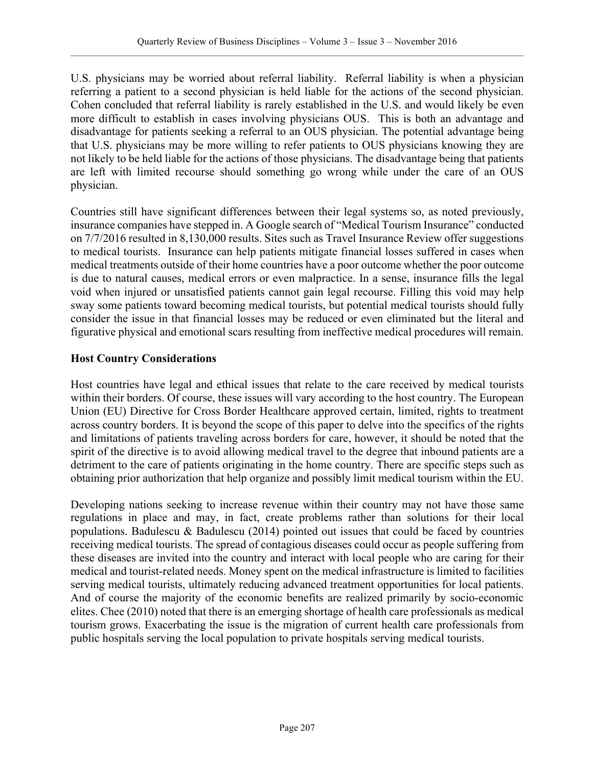U.S. physicians may be worried about referral liability. Referral liability is when a physician referring a patient to a second physician is held liable for the actions of the second physician. Cohen concluded that referral liability is rarely established in the U.S. and would likely be even more difficult to establish in cases involving physicians OUS. This is both an advantage and disadvantage for patients seeking a referral to an OUS physician. The potential advantage being that U.S. physicians may be more willing to refer patients to OUS physicians knowing they are not likely to be held liable for the actions of those physicians. The disadvantage being that patients are left with limited recourse should something go wrong while under the care of an OUS physician.

Countries still have significant differences between their legal systems so, as noted previously, insurance companies have stepped in. A Google search of "Medical Tourism Insurance" conducted on 7/7/2016 resulted in 8,130,000 results. Sites such as Travel Insurance Review offer suggestions to medical tourists. Insurance can help patients mitigate financial losses suffered in cases when medical treatments outside of their home countries have a poor outcome whether the poor outcome is due to natural causes, medical errors or even malpractice. In a sense, insurance fills the legal void when injured or unsatisfied patients cannot gain legal recourse. Filling this void may help sway some patients toward becoming medical tourists, but potential medical tourists should fully consider the issue in that financial losses may be reduced or even eliminated but the literal and figurative physical and emotional scars resulting from ineffective medical procedures will remain.

**Host Country Considerations**

Host countries have legal and ethical issues that relate to the care received by medical tourists within their borders. Of course, these issues will vary according to the host country. The European Union (EU) Directive for Cross Border Healthcare approved certain, limited, rights to treatment across country borders. It is beyond the scope of this paper to delve into the specifics of the rights and limitations of patients traveling across borders for care, however, it should be noted that the spirit of the directive is to avoid allowing medical travel to the degree that inbound patients are a detriment to the care of patients originating in the home country. There are specific steps such as obtaining prior authorization that help organize and possibly limit medical tourism within the EU.

Developing nations seeking to increase revenue within their country may not have those same regulations in place and may, in fact, create problems rather than solutions for their local populations. Badulescu & Badulescu (2014) pointed out issues that could be faced by countries receiving medical tourists. The spread of contagious diseases could occur as people suffering from these diseases are invited into the country and interact with local people who are caring for their medical and tourist-related needs. Money spent on the medical infrastructure is limited to facilities serving medical tourists, ultimately reducing advanced treatment opportunities for local patients. And of course the majority of the economic benefits are realized primarily by socio-economic elites. Chee (2010) noted that there is an emerging shortage of health care professionals as medical tourism grows. Exacerbating the issue is the migration of current health care professionals from public hospitals serving the local population to private hospitals serving medical tourists.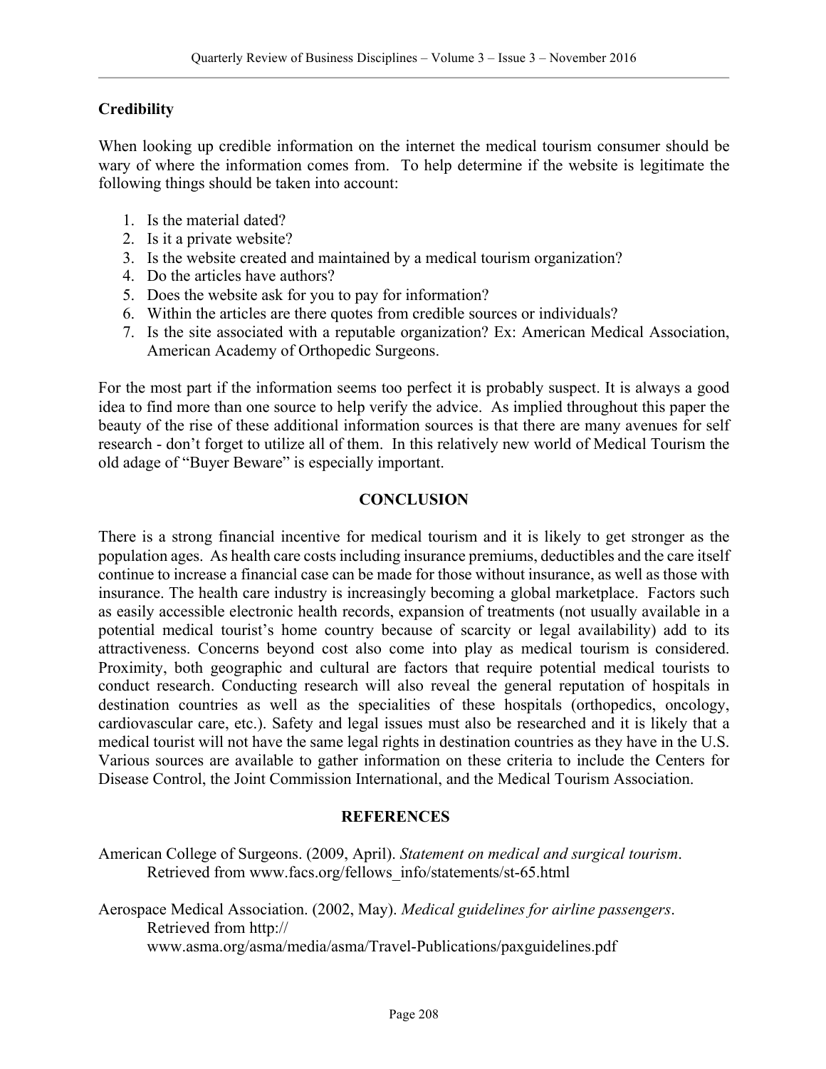### Credibility

When looking up credible information on the internet the medical tourism consumer should be wary of where the information comes from. To help determine if the website is legitimate the following things should be taken into account:

1. Is the material dated?
2. Is it a private website?
3. Is the website created and maintained by a medical tourism organization?
4. Do the articles have authors?
5. Does the website ask for you to pay for information?
6. Within the articles are there quotes from credible sources or individuals?
7. Is the site associated with a reputable organization? Ex: American Medical Association, American Academy of Orthopedic Surgeons.

For the most part if the information seems too perfect it is probably suspect. It is always a good idea to find more than one source to help verify the advice. As implied throughout this paper the beauty of the rise of these additional information sources is that there are many avenues for self research - don't forget to utilize all of them. In this relatively new world of Medical Tourism the old adage of "Buyer Beware" is especially important.

## CONCLUSION

There is a strong financial incentive for medical tourism and it is likely to get stronger as the population ages. As health care costs including insurance premiums, deductibles and the care itself continue to increase a financial case can be made for those without insurance, as well as those with insurance. The health care industry is increasingly becoming a global marketplace. Factors such as easily accessible electronic health records, expansion of treatments (not usually available in a potential medical tourist's home country because of scarcity or legal availability) add to its attractiveness. Concerns beyond cost also come into play as medical tourism is considered. Proximity, both geographic and cultural are factors that require potential medical tourists to conduct research. Conducting research will also reveal the general reputation of hospitals in destination countries as well as the specialities of these hospitals (orthopedics, oncology, cardiovascular care, etc.). Safety and legal issues must also be researched and it is likely that a medical tourist will not have the same legal rights in destination countries as they have in the U.S. Various sources are available to gather information on these criteria to include the Centers for Disease Control, the Joint Commission International, and the Medical Tourism Association.

## REFERENCES

American College of Surgeons. (2009, April). *Statement on medical and surgical tourism*. Retrieved from www.facs.org/fellows_info/statements/st-65.html

Aerospace Medical Association. (2002, May). *Medical guidelines for airline passengers*. Retrieved from http:// www.asma.org/asma/media/asma/Travel-Publications/paxguidelines.pdf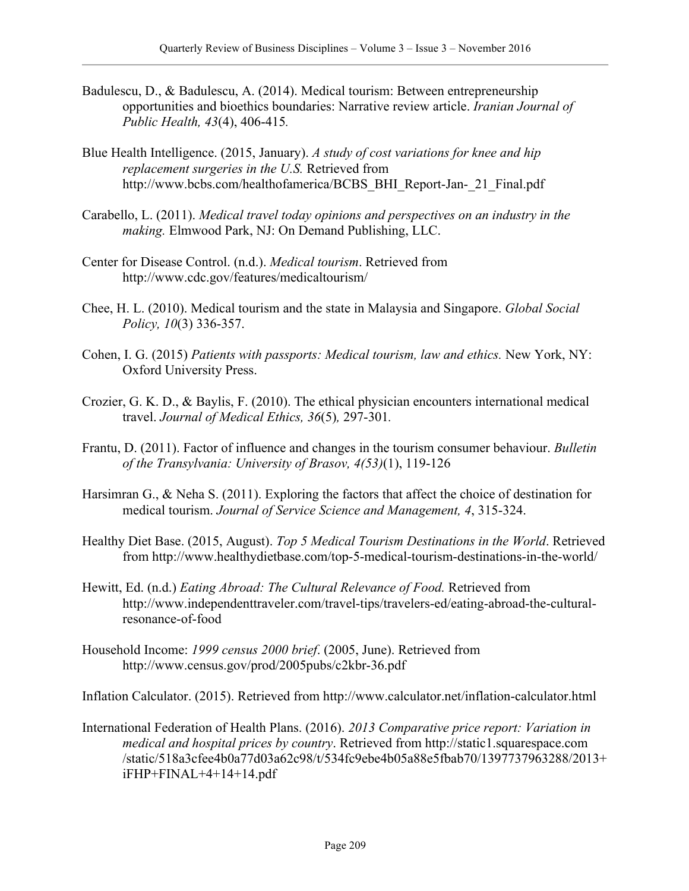Badulescu, D., & Badulescu, A. (2014). Medical tourism: Between entrepreneurship opportunities and bioethics boundaries: Narrative review article. *Iranian Journal of Public Health, 43*(4), 406-415.

Blue Health Intelligence. (2015, January). *A study of cost variations for knee and hip replacement surgeries in the U.S.* Retrieved from http://www.bcbs.com/healthofamerica/BCBS_BHI_Report-Jan-_21_Final.pdf

Carabello, L. (2011). *Medical travel today opinions and perspectives on an industry in the making.* Elmwood Park, NJ: On Demand Publishing, LLC.

Center for Disease Control. (n.d.). *Medical tourism*. Retrieved from http://www.cdc.gov/features/medicaltourism/

Chee, H. L. (2010). Medical tourism and the state in Malaysia and Singapore. *Global Social Policy, 10*(3) 336-357.

Cohen, I. G. (2015) *Patients with passports: Medical tourism, law and ethics.* New York, NY: Oxford University Press.

Crozier, G. K. D., & Baylis, F. (2010). The ethical physician encounters international medical travel. *Journal of Medical Ethics, 36*(5)*,* 297-301.

Frantu, D. (2011). Factor of influence and changes in the tourism consumer behaviour. *Bulletin of the Transylvania: University of Brasov, 4(53)*(1), 119-126

Harsimran G., & Neha S. (2011). Exploring the factors that affect the choice of destination for medical tourism. *Journal of Service Science and Management, 4*, 315-324.

Healthy Diet Base. (2015, August). *Top 5 Medical Tourism Destinations in the World*. Retrieved from http://www.healthydietbase.com/top-5-medical-tourism-destinations-in-the-world/

Hewitt, Ed. (n.d.) *Eating Abroad: The Cultural Relevance of Food.* Retrieved from http://www.independenttraveler.com/travel-tips/travelers-ed/eating-abroad-the-cultural-resonance-of-food

Household Income: *1999 census 2000 brief*. (2005, June). Retrieved from http://www.census.gov/prod/2005pubs/c2kbr-36.pdf

Inflation Calculator. (2015). Retrieved from http://www.calculator.net/inflation-calculator.html

International Federation of Health Plans. (2016). *2013 Comparative price report: Variation in medical and hospital prices by country*. Retrieved from http://static1.squarespace.com /static/518a3cfee4b0a77d03a62c98/t/534fc9ebe4b05a88e5fbab70/1397737963288/2013+iFHP+FINAL+4+14+14.pdf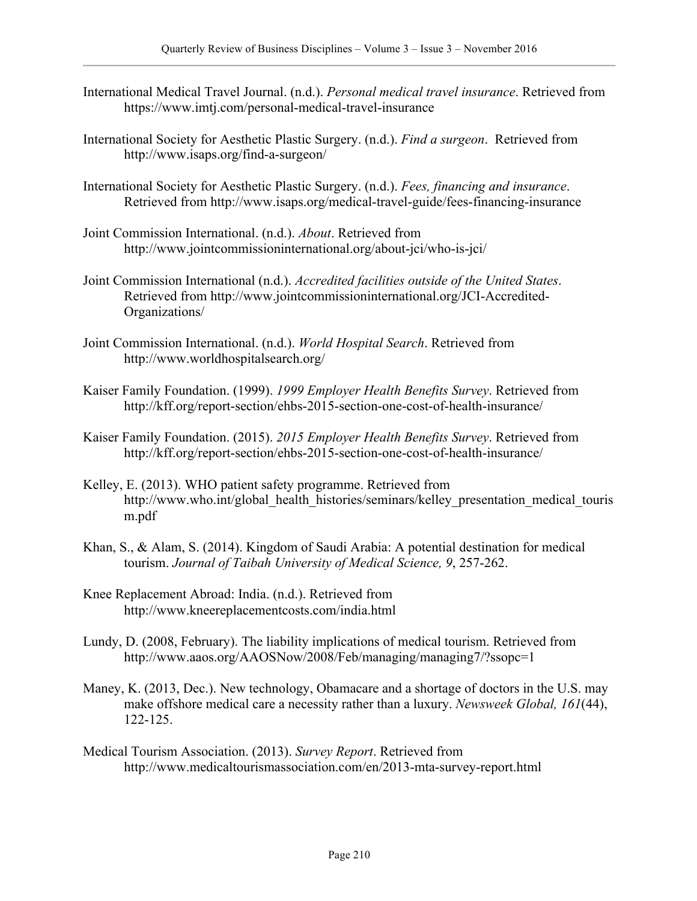International Medical Travel Journal. (n.d.). *Personal medical travel insurance*. Retrieved from https://www.imtj.com/personal-medical-travel-insurance

International Society for Aesthetic Plastic Surgery. (n.d.). *Find a surgeon*. Retrieved from http://www.isaps.org/find-a-surgeon/

International Society for Aesthetic Plastic Surgery. (n.d.). *Fees, financing and insurance*. Retrieved from http://www.isaps.org/medical-travel-guide/fees-financing-insurance

Joint Commission International. (n.d.). *About*. Retrieved from http://www.jointcommissioninternational.org/about-jci/who-is-jci/

Joint Commission International (n.d.). *Accredited facilities outside of the United States*. Retrieved from http://www.jointcommissioninternational.org/JCI-Accredited-Organizations/

Joint Commission International. (n.d.). *World Hospital Search*. Retrieved from http://www.worldhospitalsearch.org/

Kaiser Family Foundation. (1999). *1999 Employer Health Benefits Survey*. Retrieved from http://kff.org/report-section/ehbs-2015-section-one-cost-of-health-insurance/

Kaiser Family Foundation. (2015). *2015 Employer Health Benefits Survey*. Retrieved from http://kff.org/report-section/ehbs-2015-section-one-cost-of-health-insurance/

Kelley, E. (2013). WHO patient safety programme. Retrieved from http://www.who.int/global_health_histories/seminars/kelley_presentation_medical_tourism.pdf

Khan, S., & Alam, S. (2014). Kingdom of Saudi Arabia: A potential destination for medical tourism. *Journal of Taibah University of Medical Science, 9*, 257-262.

Knee Replacement Abroad: India. (n.d.). Retrieved from http://www.kneereplacementcosts.com/india.html

Lundy, D. (2008, February). The liability implications of medical tourism. Retrieved from http://www.aaos.org/AAOSNow/2008/Feb/managing/managing7/?ssopc=1

Maney, K. (2013, Dec.). New technology, Obamacare and a shortage of doctors in the U.S. may make offshore medical care a necessity rather than a luxury. *Newsweek Global, 161*(44), 122-125.

Medical Tourism Association. (2013). *Survey Report*. Retrieved from http://www.medicaltourismassociation.com/en/2013-mta-survey-report.html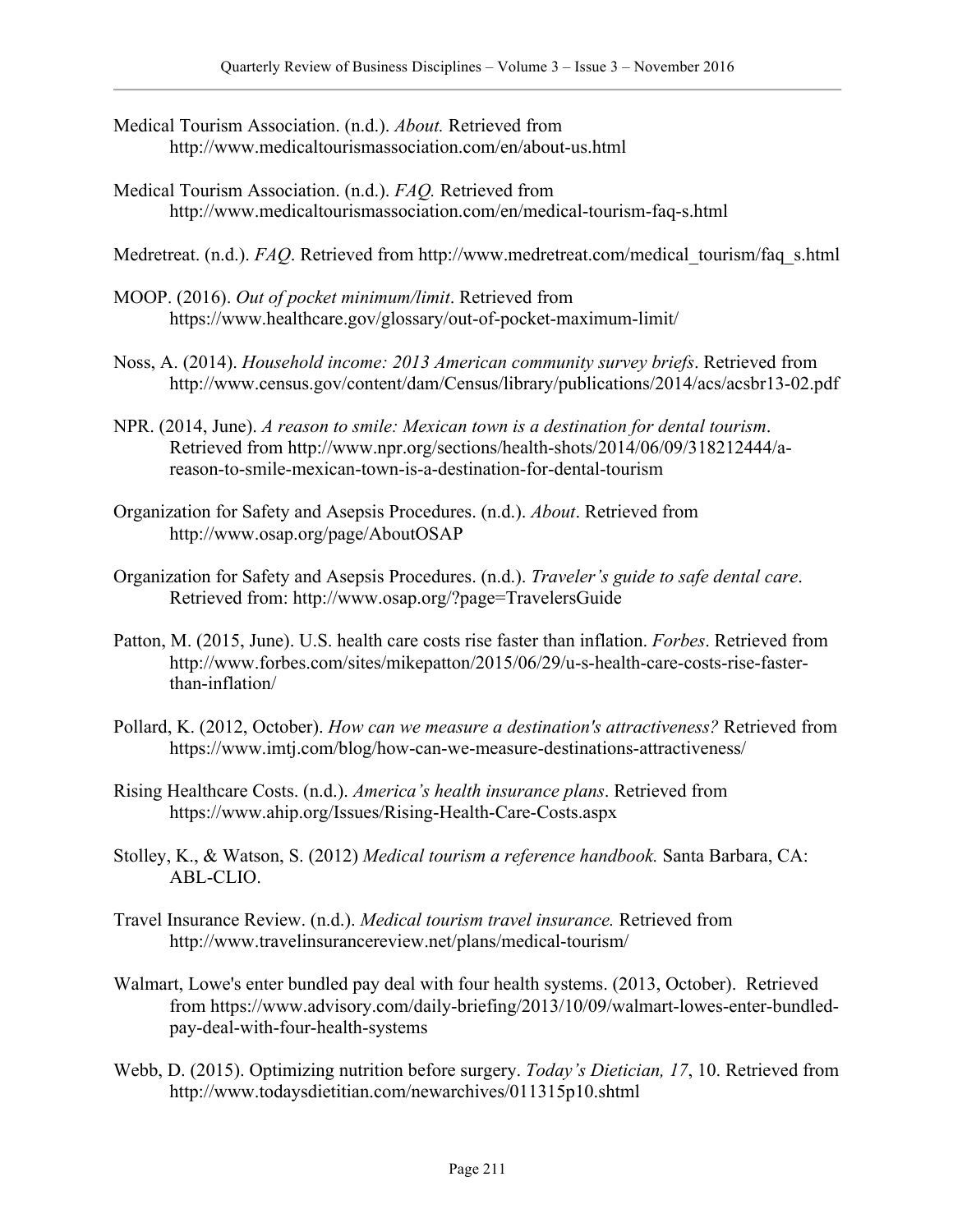Medical Tourism Association. (n.d.). *About.* Retrieved from http://www.medicaltourismassociation.com/en/about-us.html

Medical Tourism Association. (n.d.). *FAQ.* Retrieved from http://www.medicaltourismassociation.com/en/medical-tourism-faq-s.html

Medretreat. (n.d.). *FAQ*. Retrieved from http://www.medretreat.com/medical_tourism/faq_s.html

MOOP. (2016). *Out of pocket minimum/limit*. Retrieved from https://www.healthcare.gov/glossary/out-of-pocket-maximum-limit/

Noss, A. (2014). *Household income: 2013 American community survey briefs*. Retrieved from http://www.census.gov/content/dam/Census/library/publications/2014/acs/acsbr13-02.pdf

NPR. (2014, June). *A reason to smile: Mexican town is a destination for dental tourism*. Retrieved from http://www.npr.org/sections/health-shots/2014/06/09/318212444/a-reason-to-smile-mexican-town-is-a-destination-for-dental-tourism

Organization for Safety and Asepsis Procedures. (n.d.). *About*. Retrieved from http://www.osap.org/page/AboutOSAP

Organization for Safety and Asepsis Procedures. (n.d.). *Traveler's guide to safe dental care*. Retrieved from: http://www.osap.org/?page=TravelersGuide

Patton, M. (2015, June). U.S. health care costs rise faster than inflation. *Forbes*. Retrieved from http://www.forbes.com/sites/mikepatton/2015/06/29/u-s-health-care-costs-rise-faster-than-inflation/

Pollard, K. (2012, October). *How can we measure a destination's attractiveness?* Retrieved from https://www.imtj.com/blog/how-can-we-measure-destinations-attractiveness/

Rising Healthcare Costs. (n.d.). *America's health insurance plans*. Retrieved from https://www.ahip.org/Issues/Rising-Health-Care-Costs.aspx

Stolley, K., & Watson, S. (2012) *Medical tourism a reference handbook.* Santa Barbara, CA: ABL-CLIO.

Travel Insurance Review. (n.d.). *Medical tourism travel insurance.* Retrieved from http://www.travelinsurancereview.net/plans/medical-tourism/

Walmart, Lowe's enter bundled pay deal with four health systems. (2013, October). Retrieved from https://www.advisory.com/daily-briefing/2013/10/09/walmart-lowes-enter-bundled-pay-deal-with-four-health-systems

Webb, D. (2015). Optimizing nutrition before surgery. *Today's Dietician, 17*, 10. Retrieved from http://www.todaysdietitian.com/newarchives/011315p10.shtml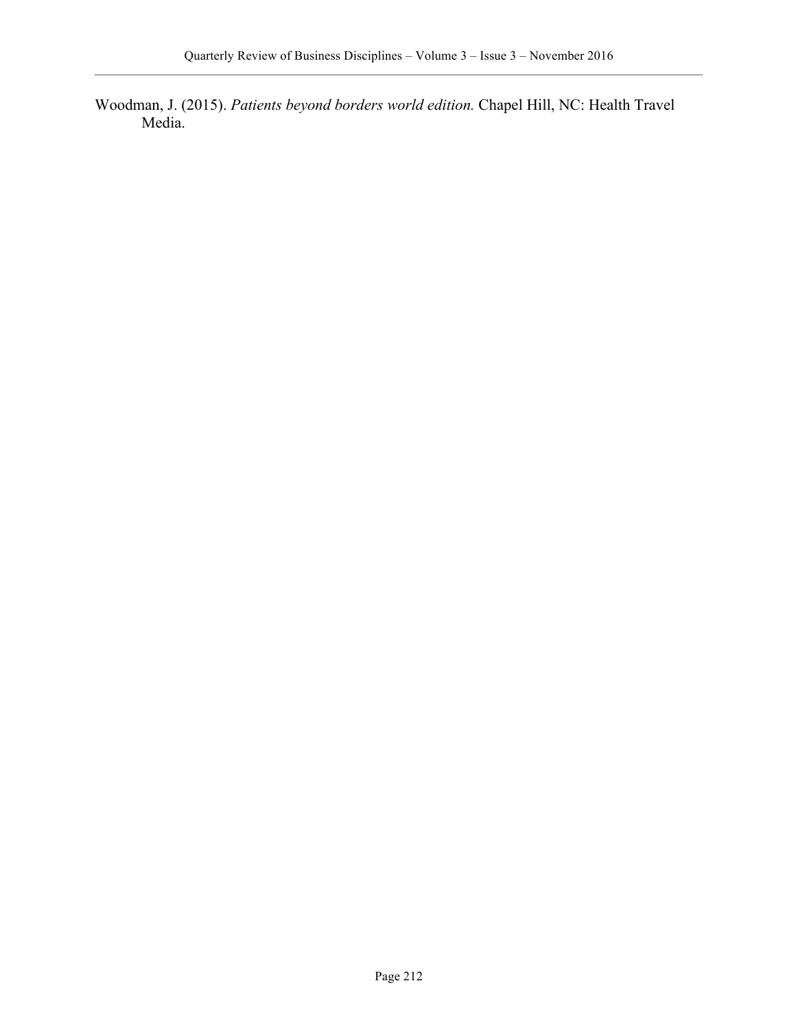Woodman, J. (2015). *Patients beyond borders world edition.* Chapel Hill, NC: Health Travel Media.